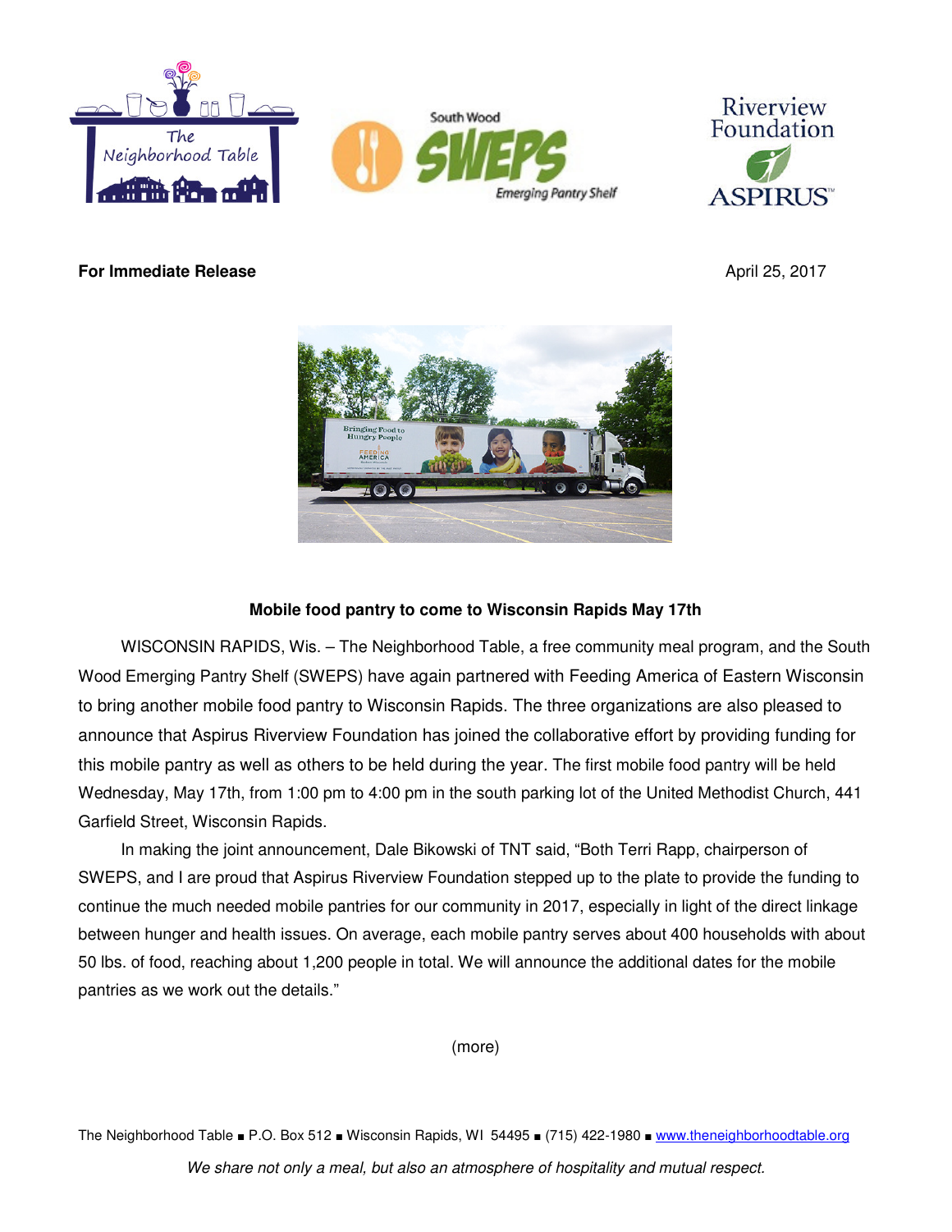**For Immediate Release** April 25, 2017

**Mobile food pantry to come to Wisconsin Rapids May 17th**

WISCONSIN RAPIDS, Wis. – The Neighborhood Table, a free community meal program, and the South Wood Emerging Pantry Shelf (SWEPS) have again partnered with Feeding America of Eastern Wisconsin to bring another mobile food pantry to Wisconsin Rapids. The three organizations are also pleased to announce that Aspirus Riverview Foundation has joined the collaborative effort by providing funding for this mobile pantry as well as others to be held during the year. The first mobile food pantry will be held Wednesday, May 17th, from 1:00 pm to 4:00 pm in the south parking lot of the United Methodist Church, 441 Garfield Street, Wisconsin Rapids.

In making the joint announcement, Dale Bikowski of TNT said, "Both Terri Rapp, chairperson of SWEPS, and I are proud that Aspirus Riverview Foundation stepped up to the plate to provide the funding to continue the much needed mobile pantries for our community in 2017, especially in light of the direct linkage between hunger and health issues. On average, each mobile pantry serves about 400 households with about 50 lbs. of food, reaching about 1,200 people in total. We will announce the additional dates for the mobile pantries as we work out the details."

(more)

The Neighborhood Table ■ P.O. Box 512 ■ Wisconsin Rapids, WI 54495 ■ (715) 422-1980 ■ www.theneighborhoodtable.org

*We share not only a meal, but also an atmosphere of hospitality and mutual respect.*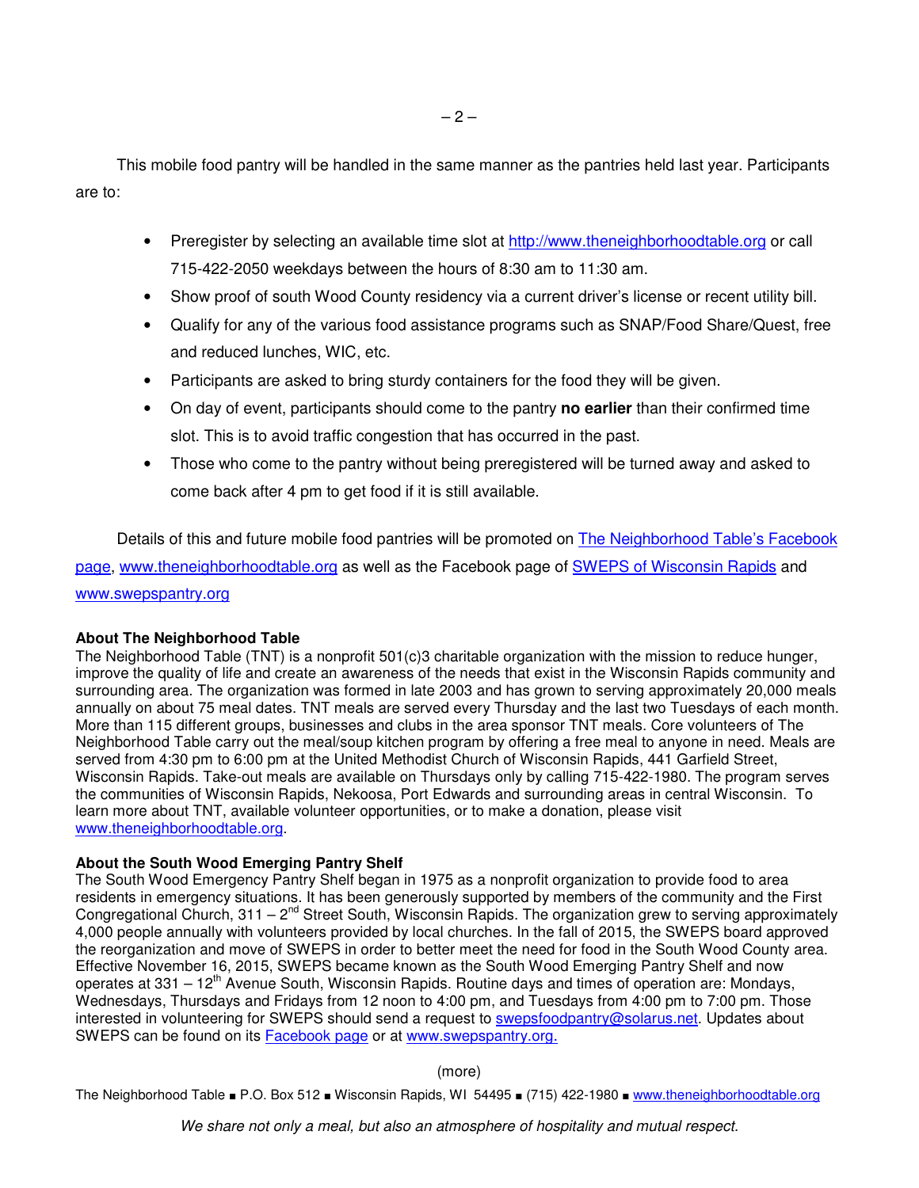This mobile food pantry will be handled in the same manner as the pantries held last year. Participants are to:

- Preregister by selecting an available time slot at http://www.theneighborhoodtable.org or call 715-422-2050 weekdays between the hours of 8:30 am to 11:30 am.
- Show proof of south Wood County residency via a current driver's license or recent utility bill.
- Qualify for any of the various food assistance programs such as SNAP/Food Share/Quest, free and reduced lunches, WIC, etc.
- Participants are asked to bring sturdy containers for the food they will be given.
- On day of event, participants should come to the pantry **no earlier** than their confirmed time slot. This is to avoid traffic congestion that has occurred in the past.
- Those who come to the pantry without being preregistered will be turned away and asked to come back after 4 pm to get food if it is still available.

Details of this and future mobile food pantries will be promoted on The Neighborhood Table's Facebook page, www.theneighborhoodtable.org as well as the Facebook page of SWEPS of Wisconsin Rapids and www.swepspantry.org

**About The Neighborhood Table**

The Neighborhood Table (TNT) is a nonprofit 501(c)3 charitable organization with the mission to reduce hunger, improve the quality of life and create an awareness of the needs that exist in the Wisconsin Rapids community and surrounding area. The organization was formed in late 2003 and has grown to serving approximately 20,000 meals annually on about 75 meal dates. TNT meals are served every Thursday and the last two Tuesdays of each month. More than 115 different groups, businesses and clubs in the area sponsor TNT meals. Core volunteers of The Neighborhood Table carry out the meal/soup kitchen program by offering a free meal to anyone in need. Meals are served from 4:30 pm to 6:00 pm at the United Methodist Church of Wisconsin Rapids, 441 Garfield Street, Wisconsin Rapids. Take-out meals are available on Thursdays only by calling 715-422-1980. The program serves the communities of Wisconsin Rapids, Nekoosa, Port Edwards and surrounding areas in central Wisconsin. To learn more about TNT, available volunteer opportunities, or to make a donation, please visit www.theneighborhoodtable.org.

**About the South Wood Emerging Pantry Shelf**

The South Wood Emergency Pantry Shelf began in 1975 as a nonprofit organization to provide food to area residents in emergency situations. It has been generously supported by members of the community and the First Congregational Church, 311 – 2nd Street South, Wisconsin Rapids. The organization grew to serving approximately 4,000 people annually with volunteers provided by local churches. In the fall of 2015, the SWEPS board approved the reorganization and move of SWEPS in order to better meet the need for food in the South Wood County area. Effective November 16, 2015, SWEPS became known as the South Wood Emerging Pantry Shelf and now operates at 331 – 12th Avenue South, Wisconsin Rapids. Routine days and times of operation are: Mondays, Wednesdays, Thursdays and Fridays from 12 noon to 4:00 pm, and Tuesdays from 4:00 pm to 7:00 pm. Those interested in volunteering for SWEPS should send a request to swepsfoodpantry@solarus.net. Updates about SWEPS can be found on its Facebook page or at www.swepspantry.org.

(more)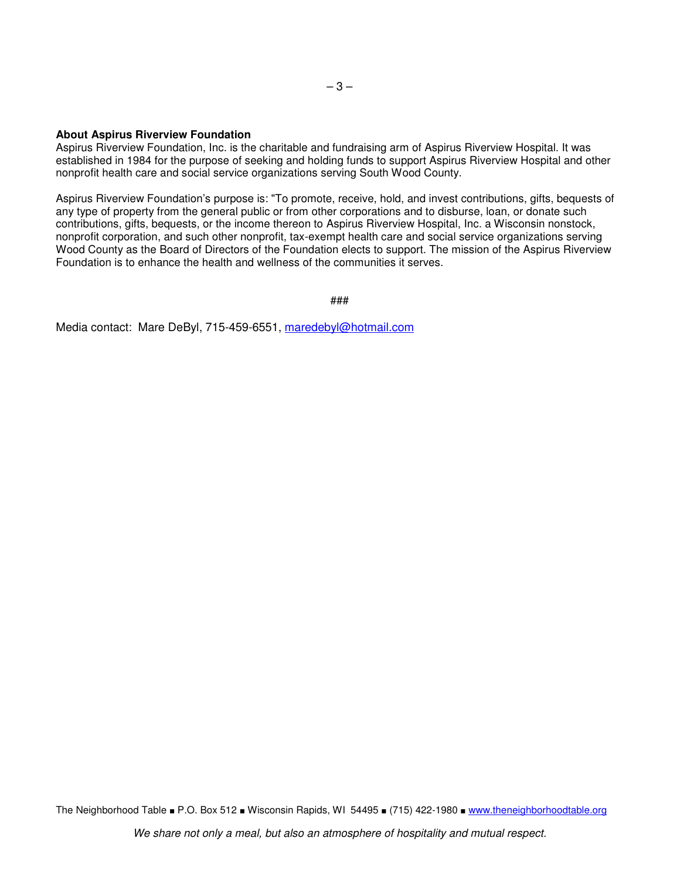**About Aspirus Riverview Foundation**

Aspirus Riverview Foundation, Inc. is the charitable and fundraising arm of Aspirus Riverview Hospital. It was established in 1984 for the purpose of seeking and holding funds to support Aspirus Riverview Hospital and other nonprofit health care and social service organizations serving South Wood County.

Aspirus Riverview Foundation's purpose is: "To promote, receive, hold, and invest contributions, gifts, bequests of any type of property from the general public or from other corporations and to disburse, loan, or donate such contributions, gifts, bequests, or the income thereon to Aspirus Riverview Hospital, Inc. a Wisconsin nonstock, nonprofit corporation, and such other nonprofit, tax-exempt health care and social service organizations serving Wood County as the Board of Directors of the Foundation elects to support. The mission of the Aspirus Riverview Foundation is to enhance the health and wellness of the communities it serves.

###

Media contact: Mare DeByl, 715-459-6551, maredebyl@hotmail.com

The Neighborhood Table ■ P.O. Box 512 ■ Wisconsin Rapids, WI 54495 ■ (715) 422-1980 ■ www.theneighborhoodtable.org

*We share not only a meal, but also an atmosphere of hospitality and mutual respect.*